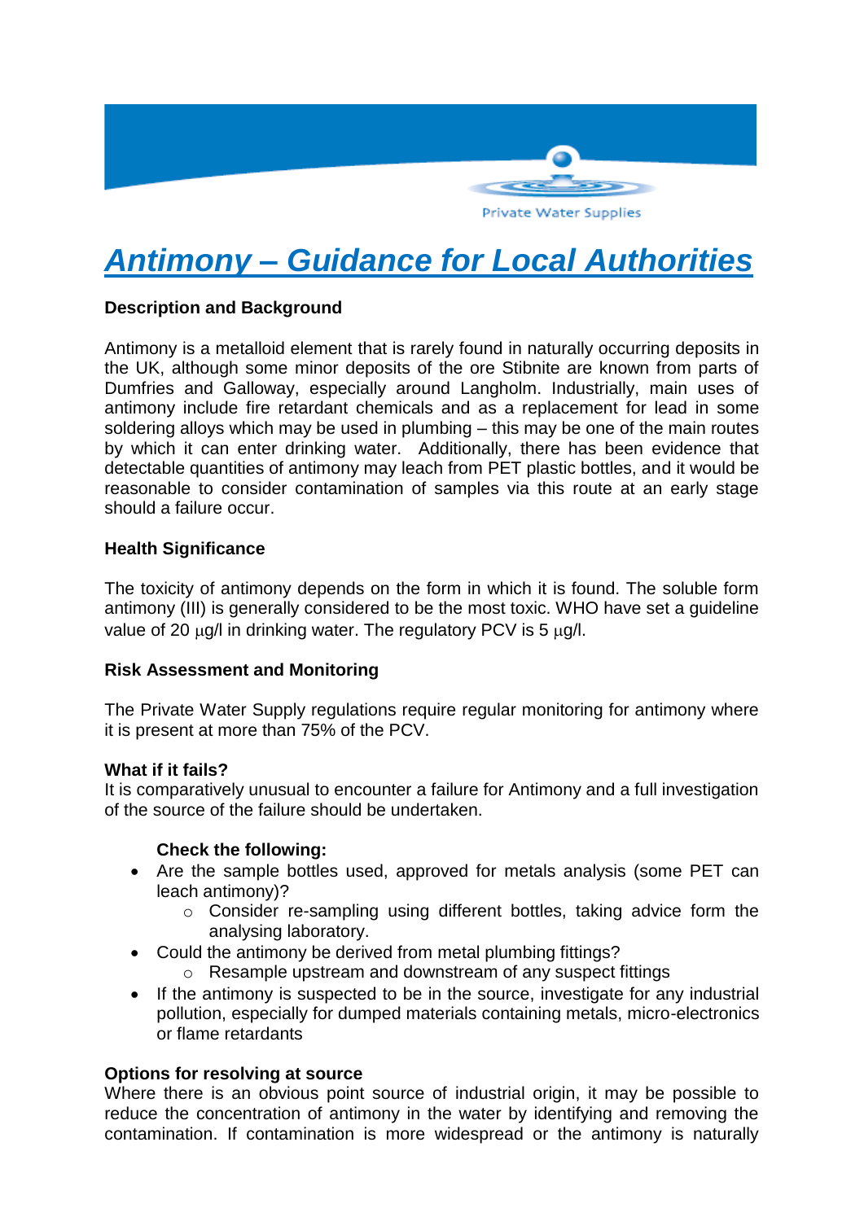Private Water Supplies

# Antimony – Guidance for Local Authorities

**Description and Background**

Antimony is a metalloid element that is rarely found in naturally occurring deposits in the UK, although some minor deposits of the ore Stibnite are known from parts of Dumfries and Galloway, especially around Langholm. Industrially, main uses of antimony include fire retardant chemicals and as a replacement for lead in some soldering alloys which may be used in plumbing – this may be one of the main routes by which it can enter drinking water. Additionally, there has been evidence that detectable quantities of antimony may leach from PET plastic bottles, and it would be reasonable to consider contamination of samples via this route at an early stage should a failure occur.

**Health Significance**

The toxicity of antimony depends on the form in which it is found. The soluble form antimony (III) is generally considered to be the most toxic. WHO have set a guideline value of 20 μg/l in drinking water. The regulatory PCV is 5 μg/l.

**Risk Assessment and Monitoring**

The Private Water Supply regulations require regular monitoring for antimony where it is present at more than 75% of the PCV.

**What if it fails?**

It is comparatively unusual to encounter a failure for Antimony and a full investigation of the source of the failure should be undertaken.

**Check the following:**

- Are the sample bottles used, approved for metals analysis (some PET can leach antimony)?
  - Consider re-sampling using different bottles, taking advice form the analysing laboratory.
- Could the antimony be derived from metal plumbing fittings?
  - Resample upstream and downstream of any suspect fittings
- If the antimony is suspected to be in the source, investigate for any industrial pollution, especially for dumped materials containing metals, micro-electronics or flame retardants

**Options for resolving at source**

Where there is an obvious point source of industrial origin, it may be possible to reduce the concentration of antimony in the water by identifying and removing the contamination. If contamination is more widespread or the antimony is naturally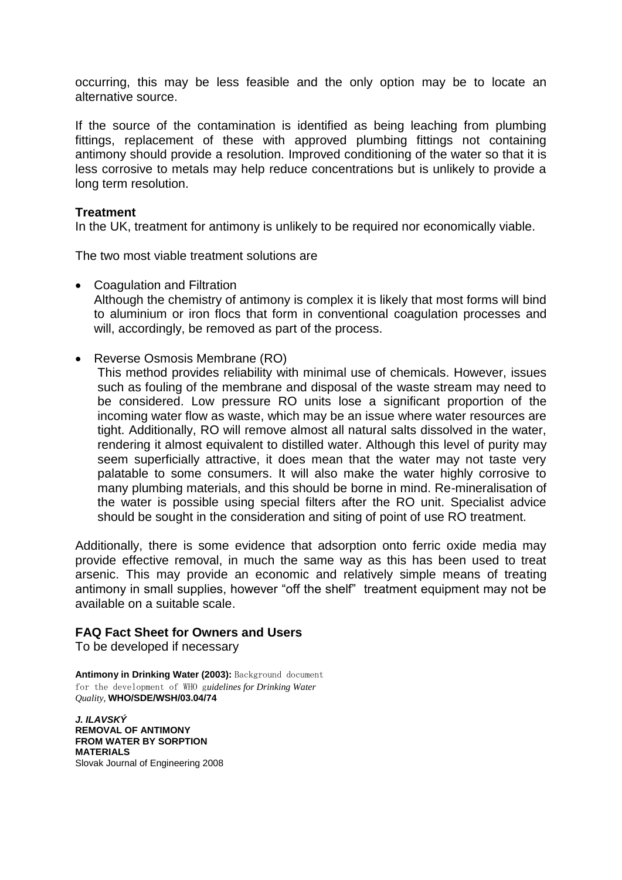occurring, this may be less feasible and the only option may be to locate an alternative source.

If the source of the contamination is identified as being leaching from plumbing fittings, replacement of these with approved plumbing fittings not containing antimony should provide a resolution. Improved conditioning of the water so that it is less corrosive to metals may help reduce concentrations but is unlikely to provide a long term resolution.

### Treatment

In the UK, treatment for antimony is unlikely to be required nor economically viable.

The two most viable treatment solutions are

- Coagulation and Filtration
  Although the chemistry of antimony is complex it is likely that most forms will bind to aluminium or iron flocs that form in conventional coagulation processes and will, accordingly, be removed as part of the process.

- Reverse Osmosis Membrane (RO)
  This method provides reliability with minimal use of chemicals. However, issues such as fouling of the membrane and disposal of the waste stream may need to be considered. Low pressure RO units lose a significant proportion of the incoming water flow as waste, which may be an issue where water resources are tight. Additionally, RO will remove almost all natural salts dissolved in the water, rendering it almost equivalent to distilled water. Although this level of purity may seem superficially attractive, it does mean that the water may not taste very palatable to some consumers. It will also make the water highly corrosive to many plumbing materials, and this should be borne in mind. Re-mineralisation of the water is possible using special filters after the RO unit. Specialist advice should be sought in the consideration and siting of point of use RO treatment.

Additionally, there is some evidence that adsorption onto ferric oxide media may provide effective removal, in much the same way as this has been used to treat arsenic. This may provide an economic and relatively simple means of treating antimony in small supplies, however "off the shelf" treatment equipment may not be available on a suitable scale.

### FAQ Fact Sheet for Owners and Users

To be developed if necessary

**Antimony in Drinking Water (2003):** Background document for the development of WHO *guidelines for Drinking Water Quality*, **WHO/SDE/WSH/03.04/74**

***J. ILAVSKÝ***
**REMOVAL OF ANTIMONY FROM WATER BY SORPTION MATERIALS**
Slovak Journal of Engineering 2008